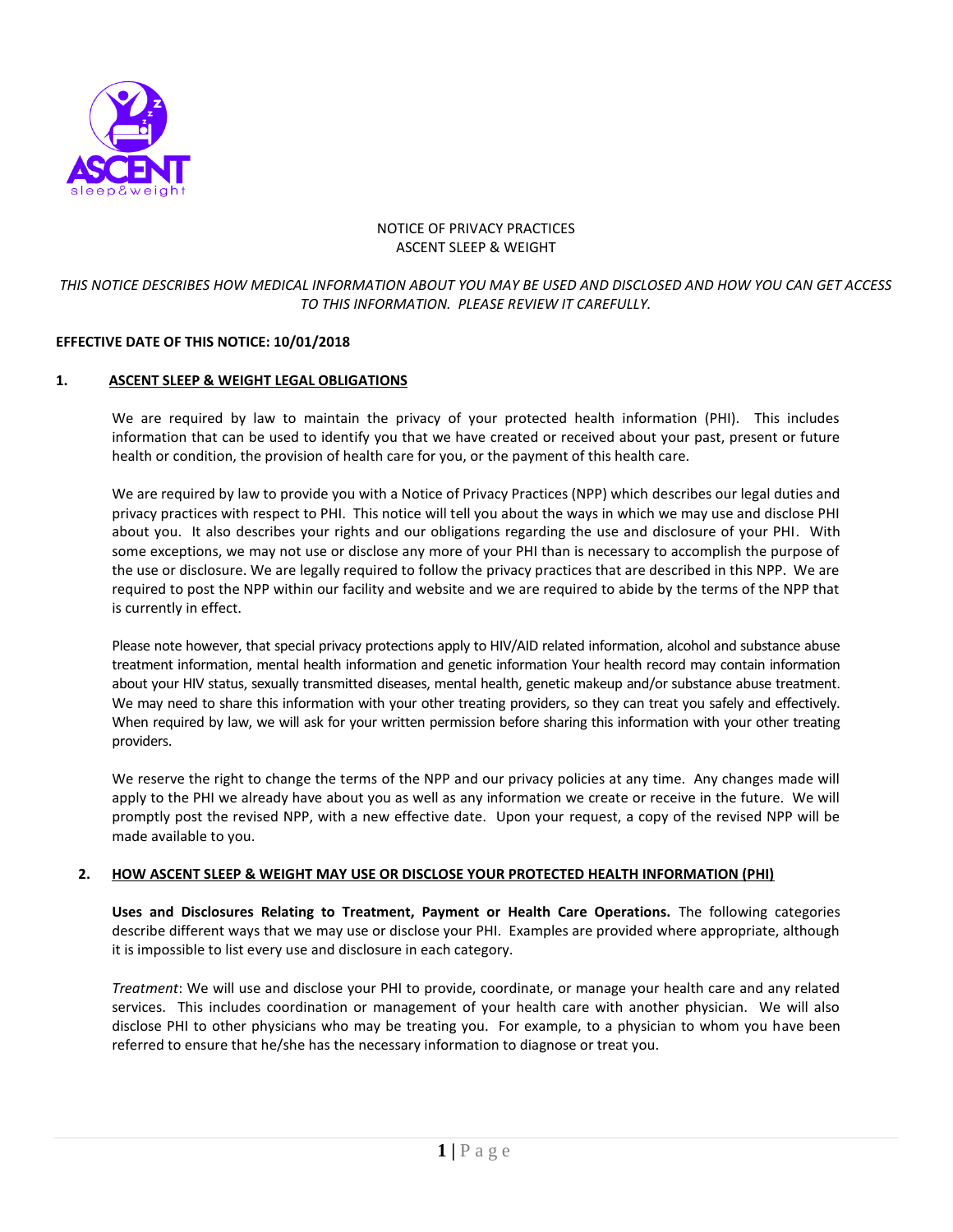NOTICE OF PRIVACY PRACTICES
ASCENT SLEEP & WEIGHT

*THIS NOTICE DESCRIBES HOW MEDICAL INFORMATION ABOUT YOU MAY BE USED AND DISCLOSED AND HOW YOU CAN GET ACCESS TO THIS INFORMATION. PLEASE REVIEW IT CAREFULLY.*

**EFFECTIVE DATE OF THIS NOTICE: 10/01/2018**

## 1. ASCENT SLEEP & WEIGHT LEGAL OBLIGATIONS

We are required by law to maintain the privacy of your protected health information (PHI). This includes information that can be used to identify you that we have created or received about your past, present or future health or condition, the provision of health care for you, or the payment of this health care.

We are required by law to provide you with a Notice of Privacy Practices (NPP) which describes our legal duties and privacy practices with respect to PHI. This notice will tell you about the ways in which we may use and disclose PHI about you. It also describes your rights and our obligations regarding the use and disclosure of your PHI. With some exceptions, we may not use or disclose any more of your PHI than is necessary to accomplish the purpose of the use or disclosure. We are legally required to follow the privacy practices that are described in this NPP. We are required to post the NPP within our facility and website and we are required to abide by the terms of the NPP that is currently in effect.

Please note however, that special privacy protections apply to HIV/AID related information, alcohol and substance abuse treatment information, mental health information and genetic information Your health record may contain information about your HIV status, sexually transmitted diseases, mental health, genetic makeup and/or substance abuse treatment. We may need to share this information with your other treating providers, so they can treat you safely and effectively. When required by law, we will ask for your written permission before sharing this information with your other treating providers.

We reserve the right to change the terms of the NPP and our privacy policies at any time. Any changes made will apply to the PHI we already have about you as well as any information we create or receive in the future. We will promptly post the revised NPP, with a new effective date. Upon your request, a copy of the revised NPP will be made available to you.

## 2. HOW ASCENT SLEEP & WEIGHT MAY USE OR DISCLOSE YOUR PROTECTED HEALTH INFORMATION (PHI)

**Uses and Disclosures Relating to Treatment, Payment or Health Care Operations.** The following categories describe different ways that we may use or disclose your PHI. Examples are provided where appropriate, although it is impossible to list every use and disclosure in each category.

*Treatment*: We will use and disclose your PHI to provide, coordinate, or manage your health care and any related services. This includes coordination or management of your health care with another physician. We will also disclose PHI to other physicians who may be treating you. For example, to a physician to whom you have been referred to ensure that he/she has the necessary information to diagnose or treat you.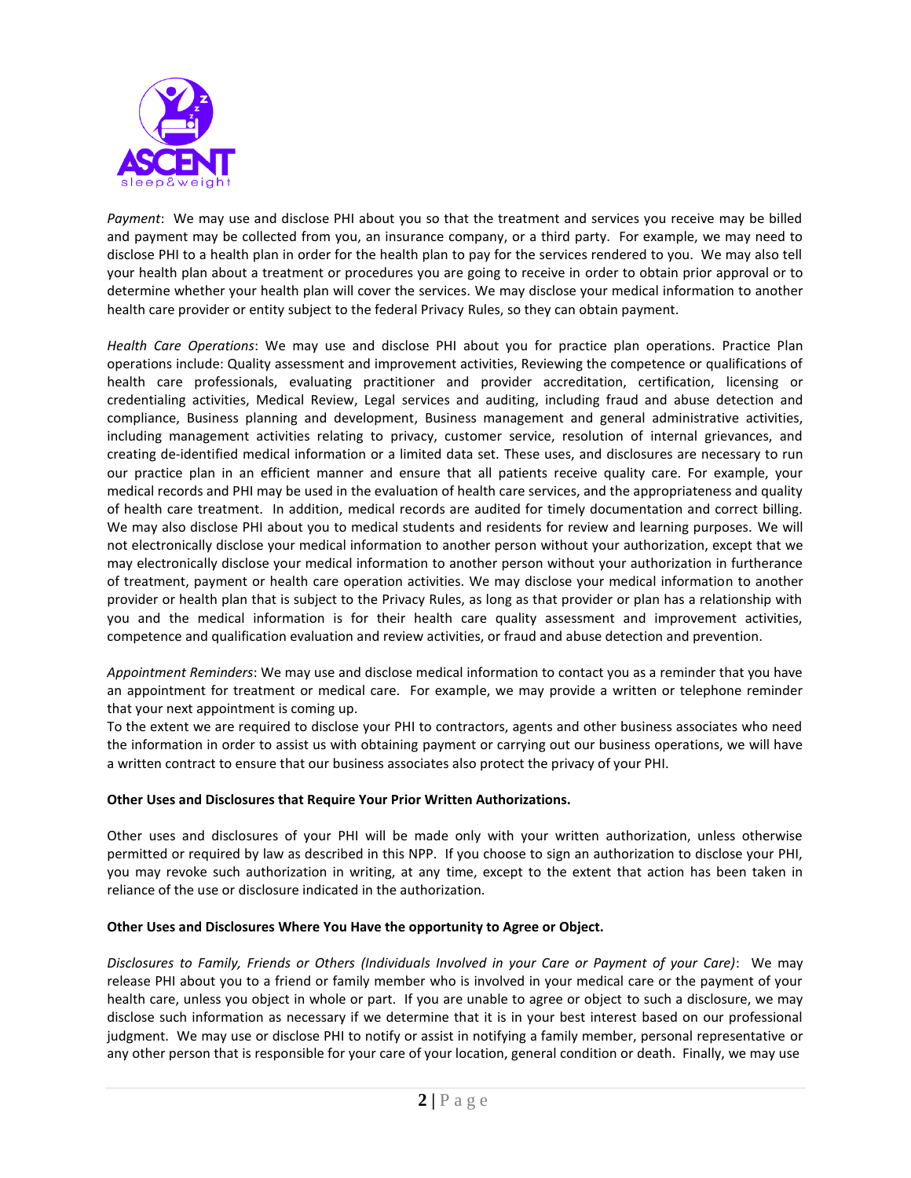*Payment*: We may use and disclose PHI about you so that the treatment and services you receive may be billed and payment may be collected from you, an insurance company, or a third party. For example, we may need to disclose PHI to a health plan in order for the health plan to pay for the services rendered to you. We may also tell your health plan about a treatment or procedures you are going to receive in order to obtain prior approval or to determine whether your health plan will cover the services. We may disclose your medical information to another health care provider or entity subject to the federal Privacy Rules, so they can obtain payment.

*Health Care Operations*: We may use and disclose PHI about you for practice plan operations. Practice Plan operations include: Quality assessment and improvement activities, Reviewing the competence or qualifications of health care professionals, evaluating practitioner and provider accreditation, certification, licensing or credentialing activities, Medical Review, Legal services and auditing, including fraud and abuse detection and compliance, Business planning and development, Business management and general administrative activities, including management activities relating to privacy, customer service, resolution of internal grievances, and creating de-identified medical information or a limited data set. These uses, and disclosures are necessary to run our practice plan in an efficient manner and ensure that all patients receive quality care. For example, your medical records and PHI may be used in the evaluation of health care services, and the appropriateness and quality of health care treatment. In addition, medical records are audited for timely documentation and correct billing. We may also disclose PHI about you to medical students and residents for review and learning purposes. We will not electronically disclose your medical information to another person without your authorization, except that we may electronically disclose your medical information to another person without your authorization in furtherance of treatment, payment or health care operation activities. We may disclose your medical information to another provider or health plan that is subject to the Privacy Rules, as long as that provider or plan has a relationship with you and the medical information is for their health care quality assessment and improvement activities, competence and qualification evaluation and review activities, or fraud and abuse detection and prevention.

*Appointment Reminders*: We may use and disclose medical information to contact you as a reminder that you have an appointment for treatment or medical care. For example, we may provide a written or telephone reminder that your next appointment is coming up.

To the extent we are required to disclose your PHI to contractors, agents and other business associates who need the information in order to assist us with obtaining payment or carrying out our business operations, we will have a written contract to ensure that our business associates also protect the privacy of your PHI.

**Other Uses and Disclosures that Require Your Prior Written Authorizations.**

Other uses and disclosures of your PHI will be made only with your written authorization, unless otherwise permitted or required by law as described in this NPP. If you choose to sign an authorization to disclose your PHI, you may revoke such authorization in writing, at any time, except to the extent that action has been taken in reliance of the use or disclosure indicated in the authorization.

**Other Uses and Disclosures Where You Have the opportunity to Agree or Object.**

*Disclosures to Family, Friends or Others (Individuals Involved in your Care or Payment of your Care)*: We may release PHI about you to a friend or family member who is involved in your medical care or the payment of your health care, unless you object in whole or part. If you are unable to agree or object to such a disclosure, we may disclose such information as necessary if we determine that it is in your best interest based on our professional judgment. We may use or disclose PHI to notify or assist in notifying a family member, personal representative or any other person that is responsible for your care of your location, general condition or death. Finally, we may use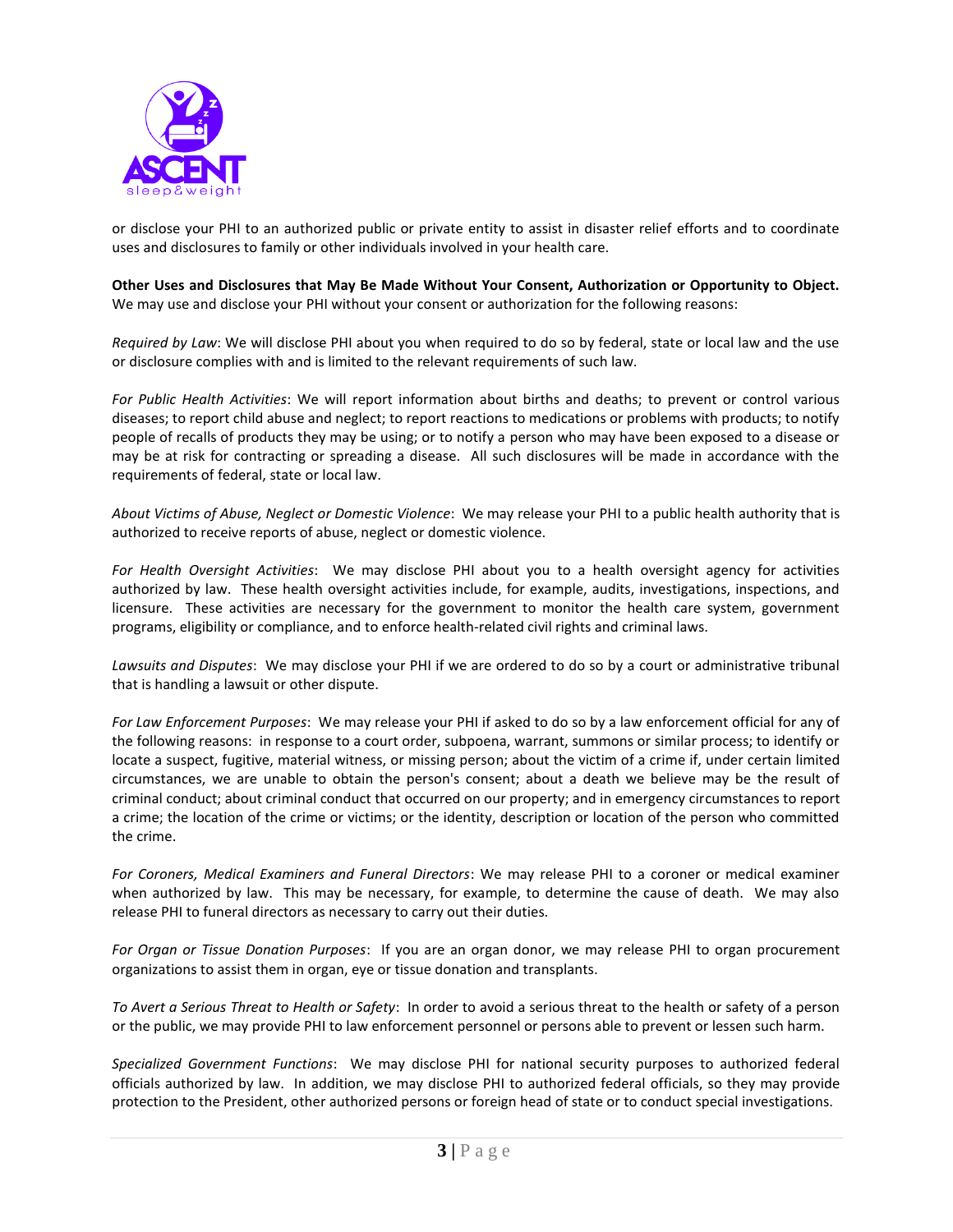or disclose your PHI to an authorized public or private entity to assist in disaster relief efforts and to coordinate uses and disclosures to family or other individuals involved in your health care.

**Other Uses and Disclosures that May Be Made Without Your Consent, Authorization or Opportunity to Object.** We may use and disclose your PHI without your consent or authorization for the following reasons:

*Required by Law*: We will disclose PHI about you when required to do so by federal, state or local law and the use or disclosure complies with and is limited to the relevant requirements of such law.

*For Public Health Activities*: We will report information about births and deaths; to prevent or control various diseases; to report child abuse and neglect; to report reactions to medications or problems with products; to notify people of recalls of products they may be using; or to notify a person who may have been exposed to a disease or may be at risk for contracting or spreading a disease. All such disclosures will be made in accordance with the requirements of federal, state or local law.

*About Victims of Abuse, Neglect or Domestic Violence*: We may release your PHI to a public health authority that is authorized to receive reports of abuse, neglect or domestic violence.

*For Health Oversight Activities*: We may disclose PHI about you to a health oversight agency for activities authorized by law. These health oversight activities include, for example, audits, investigations, inspections, and licensure. These activities are necessary for the government to monitor the health care system, government programs, eligibility or compliance, and to enforce health-related civil rights and criminal laws.

*Lawsuits and Disputes*: We may disclose your PHI if we are ordered to do so by a court or administrative tribunal that is handling a lawsuit or other dispute.

*For Law Enforcement Purposes*: We may release your PHI if asked to do so by a law enforcement official for any of the following reasons: in response to a court order, subpoena, warrant, summons or similar process; to identify or locate a suspect, fugitive, material witness, or missing person; about the victim of a crime if, under certain limited circumstances, we are unable to obtain the person's consent; about a death we believe may be the result of criminal conduct; about criminal conduct that occurred on our property; and in emergency circumstances to report a crime; the location of the crime or victims; or the identity, description or location of the person who committed the crime.

*For Coroners, Medical Examiners and Funeral Directors*: We may release PHI to a coroner or medical examiner when authorized by law. This may be necessary, for example, to determine the cause of death. We may also release PHI to funeral directors as necessary to carry out their duties.

*For Organ or Tissue Donation Purposes*: If you are an organ donor, we may release PHI to organ procurement organizations to assist them in organ, eye or tissue donation and transplants.

*To Avert a Serious Threat to Health or Safety*: In order to avoid a serious threat to the health or safety of a person or the public, we may provide PHI to law enforcement personnel or persons able to prevent or lessen such harm.

*Specialized Government Functions*: We may disclose PHI for national security purposes to authorized federal officials authorized by law. In addition, we may disclose PHI to authorized federal officials, so they may provide protection to the President, other authorized persons or foreign head of state or to conduct special investigations.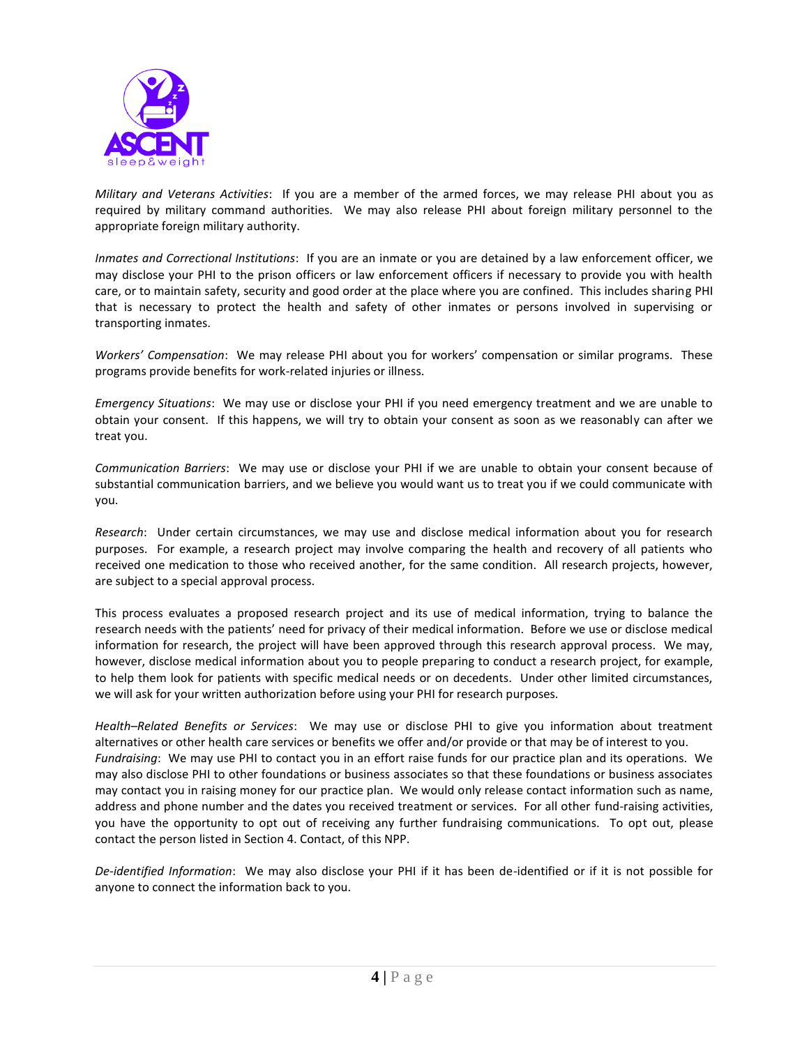*Military and Veterans Activities*: If you are a member of the armed forces, we may release PHI about you as required by military command authorities. We may also release PHI about foreign military personnel to the appropriate foreign military authority.

*Inmates and Correctional Institutions*: If you are an inmate or you are detained by a law enforcement officer, we may disclose your PHI to the prison officers or law enforcement officers if necessary to provide you with health care, or to maintain safety, security and good order at the place where you are confined. This includes sharing PHI that is necessary to protect the health and safety of other inmates or persons involved in supervising or transporting inmates.

*Workers' Compensation*: We may release PHI about you for workers' compensation or similar programs. These programs provide benefits for work-related injuries or illness.

*Emergency Situations*: We may use or disclose your PHI if you need emergency treatment and we are unable to obtain your consent. If this happens, we will try to obtain your consent as soon as we reasonably can after we treat you.

*Communication Barriers*: We may use or disclose your PHI if we are unable to obtain your consent because of substantial communication barriers, and we believe you would want us to treat you if we could communicate with you.

*Research*: Under certain circumstances, we may use and disclose medical information about you for research purposes. For example, a research project may involve comparing the health and recovery of all patients who received one medication to those who received another, for the same condition. All research projects, however, are subject to a special approval process.

This process evaluates a proposed research project and its use of medical information, trying to balance the research needs with the patients' need for privacy of their medical information. Before we use or disclose medical information for research, the project will have been approved through this research approval process. We may, however, disclose medical information about you to people preparing to conduct a research project, for example, to help them look for patients with specific medical needs or on decedents. Under other limited circumstances, we will ask for your written authorization before using your PHI for research purposes.

*Health–Related Benefits or Services*: We may use or disclose PHI to give you information about treatment alternatives or other health care services or benefits we offer and/or provide or that may be of interest to you.
*Fundraising*: We may use PHI to contact you in an effort raise funds for our practice plan and its operations. We may also disclose PHI to other foundations or business associates so that these foundations or business associates may contact you in raising money for our practice plan. We would only release contact information such as name, address and phone number and the dates you received treatment or services. For all other fund-raising activities, you have the opportunity to opt out of receiving any further fundraising communications. To opt out, please contact the person listed in Section 4. Contact, of this NPP.

*De-identified Information*: We may also disclose your PHI if it has been de-identified or if it is not possible for anyone to connect the information back to you.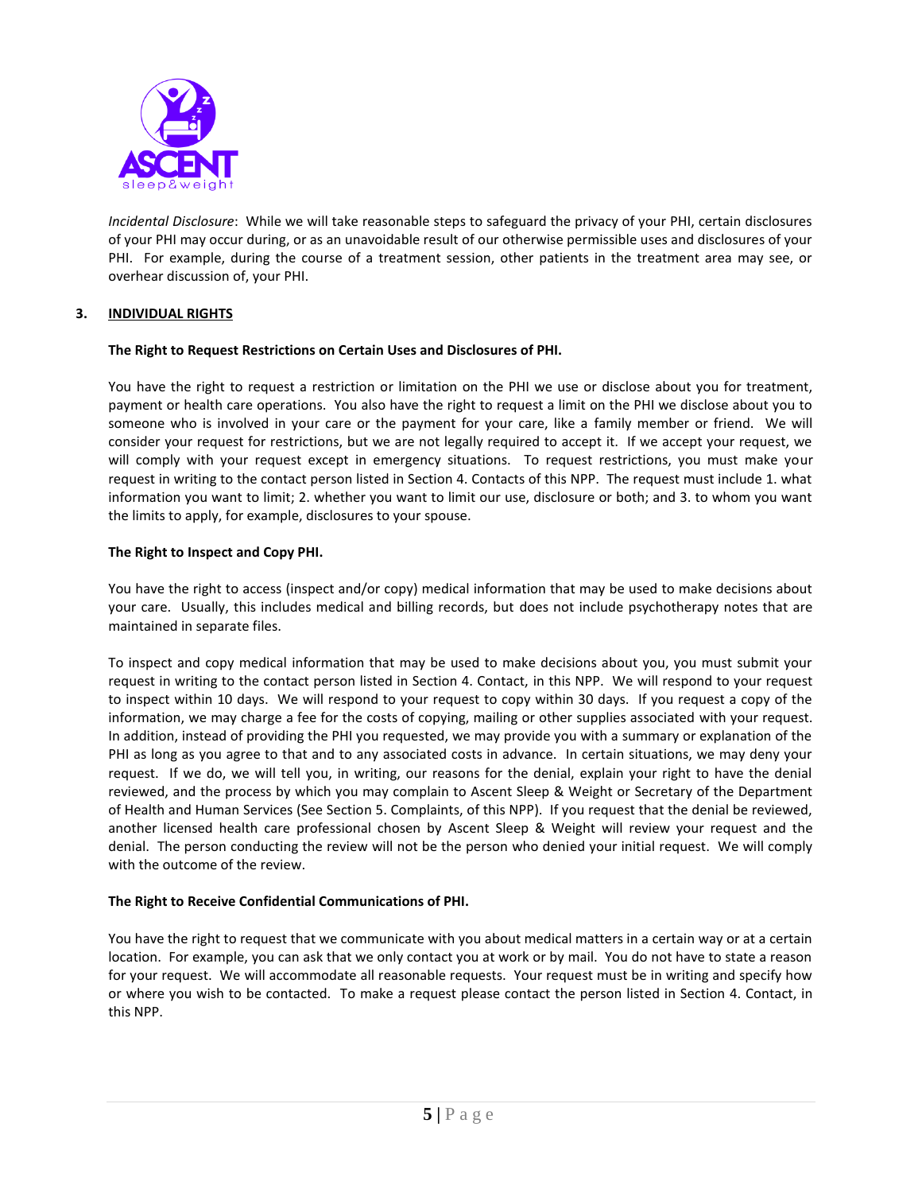*Incidental Disclosure*: While we will take reasonable steps to safeguard the privacy of your PHI, certain disclosures of your PHI may occur during, or as an unavoidable result of our otherwise permissible uses and disclosures of your PHI. For example, during the course of a treatment session, other patients in the treatment area may see, or overhear discussion of, your PHI.

## 3. INDIVIDUAL RIGHTS

**The Right to Request Restrictions on Certain Uses and Disclosures of PHI.**

You have the right to request a restriction or limitation on the PHI we use or disclose about you for treatment, payment or health care operations. You also have the right to request a limit on the PHI we disclose about you to someone who is involved in your care or the payment for your care, like a family member or friend. We will consider your request for restrictions, but we are not legally required to accept it. If we accept your request, we will comply with your request except in emergency situations. To request restrictions, you must make your request in writing to the contact person listed in Section 4. Contacts of this NPP. The request must include 1. what information you want to limit; 2. whether you want to limit our use, disclosure or both; and 3. to whom you want the limits to apply, for example, disclosures to your spouse.

**The Right to Inspect and Copy PHI.**

You have the right to access (inspect and/or copy) medical information that may be used to make decisions about your care. Usually, this includes medical and billing records, but does not include psychotherapy notes that are maintained in separate files.

To inspect and copy medical information that may be used to make decisions about you, you must submit your request in writing to the contact person listed in Section 4. Contact, in this NPP. We will respond to your request to inspect within 10 days. We will respond to your request to copy within 30 days. If you request a copy of the information, we may charge a fee for the costs of copying, mailing or other supplies associated with your request. In addition, instead of providing the PHI you requested, we may provide you with a summary or explanation of the PHI as long as you agree to that and to any associated costs in advance. In certain situations, we may deny your request. If we do, we will tell you, in writing, our reasons for the denial, explain your right to have the denial reviewed, and the process by which you may complain to Ascent Sleep & Weight or Secretary of the Department of Health and Human Services (See Section 5. Complaints, of this NPP). If you request that the denial be reviewed, another licensed health care professional chosen by Ascent Sleep & Weight will review your request and the denial. The person conducting the review will not be the person who denied your initial request. We will comply with the outcome of the review.

**The Right to Receive Confidential Communications of PHI.**

You have the right to request that we communicate with you about medical matters in a certain way or at a certain location. For example, you can ask that we only contact you at work or by mail. You do not have to state a reason for your request. We will accommodate all reasonable requests. Your request must be in writing and specify how or where you wish to be contacted. To make a request please contact the person listed in Section 4. Contact, in this NPP.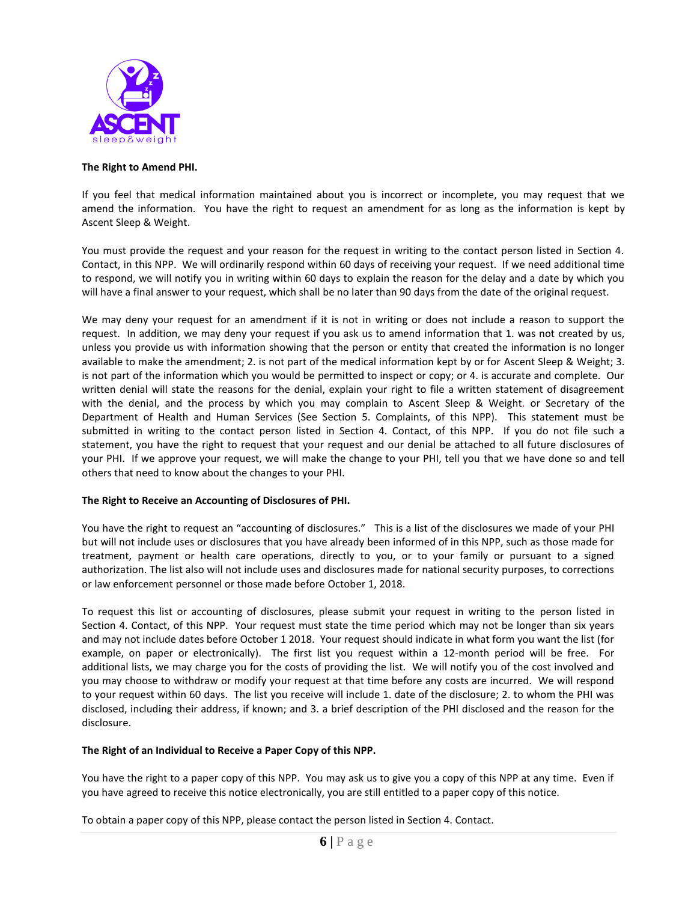**The Right to Amend PHI.**

If you feel that medical information maintained about you is incorrect or incomplete, you may request that we amend the information. You have the right to request an amendment for as long as the information is kept by Ascent Sleep & Weight.

You must provide the request and your reason for the request in writing to the contact person listed in Section 4. Contact, in this NPP. We will ordinarily respond within 60 days of receiving your request. If we need additional time to respond, we will notify you in writing within 60 days to explain the reason for the delay and a date by which you will have a final answer to your request, which shall be no later than 90 days from the date of the original request.

We may deny your request for an amendment if it is not in writing or does not include a reason to support the request. In addition, we may deny your request if you ask us to amend information that 1. was not created by us, unless you provide us with information showing that the person or entity that created the information is no longer available to make the amendment; 2. is not part of the medical information kept by or for Ascent Sleep & Weight; 3. is not part of the information which you would be permitted to inspect or copy; or 4. is accurate and complete. Our written denial will state the reasons for the denial, explain your right to file a written statement of disagreement with the denial, and the process by which you may complain to Ascent Sleep & Weight. or Secretary of the Department of Health and Human Services (See Section 5. Complaints, of this NPP). This statement must be submitted in writing to the contact person listed in Section 4. Contact, of this NPP. If you do not file such a statement, you have the right to request that your request and our denial be attached to all future disclosures of your PHI. If we approve your request, we will make the change to your PHI, tell you that we have done so and tell others that need to know about the changes to your PHI.

**The Right to Receive an Accounting of Disclosures of PHI.**

You have the right to request an "accounting of disclosures." This is a list of the disclosures we made of your PHI but will not include uses or disclosures that you have already been informed of in this NPP, such as those made for treatment, payment or health care operations, directly to you, or to your family or pursuant to a signed authorization. The list also will not include uses and disclosures made for national security purposes, to corrections or law enforcement personnel or those made before October 1, 2018.

To request this list or accounting of disclosures, please submit your request in writing to the person listed in Section 4. Contact, of this NPP. Your request must state the time period which may not be longer than six years and may not include dates before October 1 2018. Your request should indicate in what form you want the list (for example, on paper or electronically). The first list you request within a 12-month period will be free. For additional lists, we may charge you for the costs of providing the list. We will notify you of the cost involved and you may choose to withdraw or modify your request at that time before any costs are incurred. We will respond to your request within 60 days. The list you receive will include 1. date of the disclosure; 2. to whom the PHI was disclosed, including their address, if known; and 3. a brief description of the PHI disclosed and the reason for the disclosure.

**The Right of an Individual to Receive a Paper Copy of this NPP.**

You have the right to a paper copy of this NPP. You may ask us to give you a copy of this NPP at any time. Even if you have agreed to receive this notice electronically, you are still entitled to a paper copy of this notice.

To obtain a paper copy of this NPP, please contact the person listed in Section 4. Contact.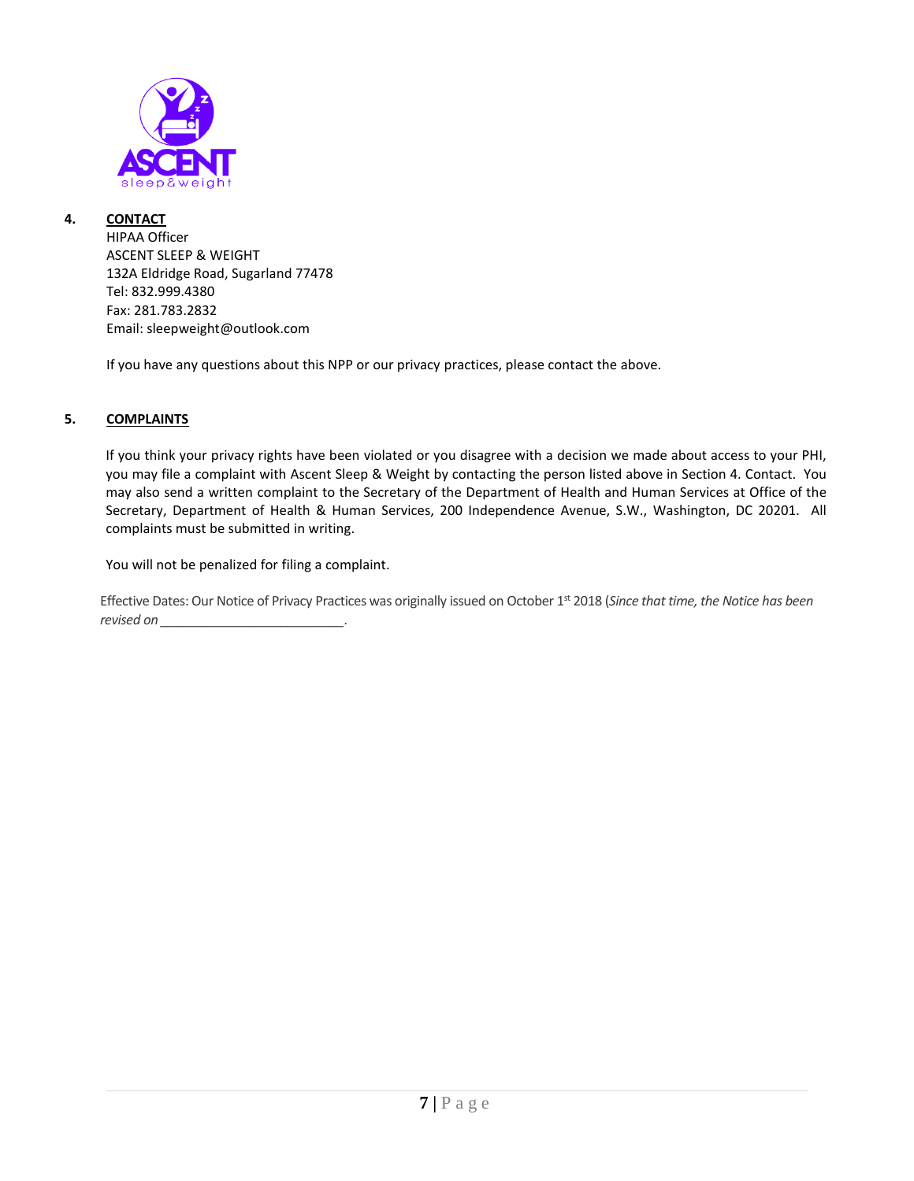**4. CONTACT**

HIPAA Officer
ASCENT SLEEP & WEIGHT
132A Eldridge Road, Sugarland 77478
Tel: 832.999.4380
Fax: 281.783.2832
Email: sleepweight@outlook.com

If you have any questions about this NPP or our privacy practices, please contact the above.

**5. COMPLAINTS**

If you think your privacy rights have been violated or you disagree with a decision we made about access to your PHI, you may file a complaint with Ascent Sleep & Weight by contacting the person listed above in Section 4. Contact. You may also send a written complaint to the Secretary of the Department of Health and Human Services at Office of the Secretary, Department of Health & Human Services, 200 Independence Avenue, S.W., Washington, DC 20201. All complaints must be submitted in writing.

You will not be penalized for filing a complaint.

Effective Dates: Our Notice of Privacy Practices was originally issued on October 1st 2018 (*Since that time, the Notice has been revised on* _________________________.